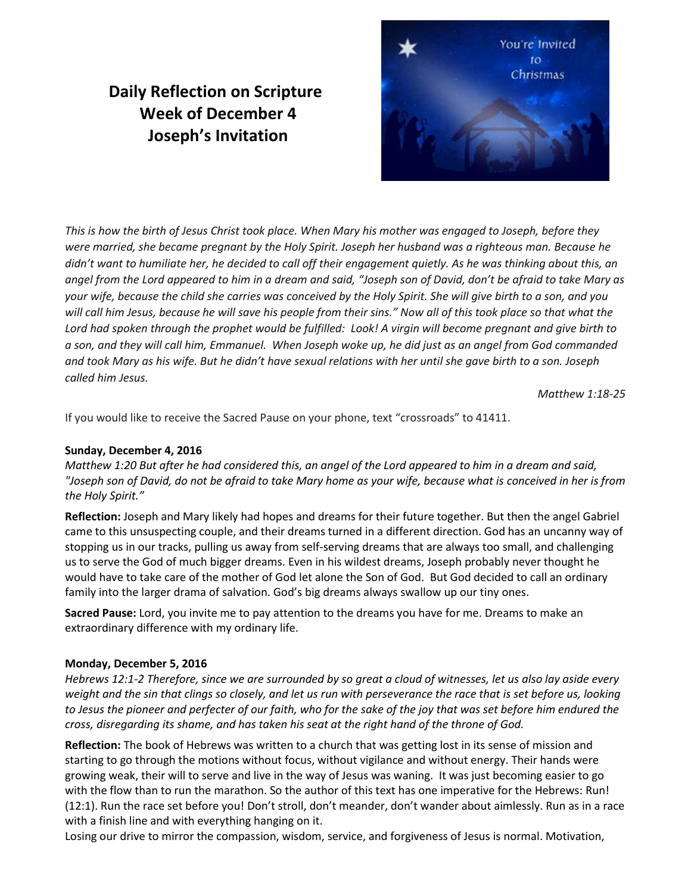# Daily Reflection on Scripture
# Week of December 4
# Joseph's Invitation

*This is how the birth of Jesus Christ took place. When Mary his mother was engaged to Joseph, before they were married, she became pregnant by the Holy Spirit. Joseph her husband was a righteous man. Because he didn't want to humiliate her, he decided to call off their engagement quietly. As he was thinking about this, an angel from the Lord appeared to him in a dream and said, "Joseph son of David, don't be afraid to take Mary as your wife, because the child she carries was conceived by the Holy Spirit. She will give birth to a son, and you will call him Jesus, because he will save his people from their sins." Now all of this took place so that what the Lord had spoken through the prophet would be fulfilled: Look! A virgin will become pregnant and give birth to a son, and they will call him, Emmanuel. When Joseph woke up, he did just as an angel from God commanded and took Mary as his wife. But he didn't have sexual relations with her until she gave birth to a son. Joseph called him Jesus.*

*Matthew 1:18-25*

If you would like to receive the Sacred Pause on your phone, text "crossroads" to 41411.

**Sunday, December 4, 2016**

*Matthew 1:20 But after he had considered this, an angel of the Lord appeared to him in a dream and said, "Joseph son of David, do not be afraid to take Mary home as your wife, because what is conceived in her is from the Holy Spirit."*

**Reflection:** Joseph and Mary likely had hopes and dreams for their future together. But then the angel Gabriel came to this unsuspecting couple, and their dreams turned in a different direction. God has an uncanny way of stopping us in our tracks, pulling us away from self-serving dreams that are always too small, and challenging us to serve the God of much bigger dreams. Even in his wildest dreams, Joseph probably never thought he would have to take care of the mother of God let alone the Son of God. But God decided to call an ordinary family into the larger drama of salvation. God's big dreams always swallow up our tiny ones.

**Sacred Pause:** Lord, you invite me to pay attention to the dreams you have for me. Dreams to make an extraordinary difference with my ordinary life.

**Monday, December 5, 2016**

*Hebrews 12:1-2 Therefore, since we are surrounded by so great a cloud of witnesses, let us also lay aside every weight and the sin that clings so closely, and let us run with perseverance the race that is set before us, looking to Jesus the pioneer and perfecter of our faith, who for the sake of the joy that was set before him endured the cross, disregarding its shame, and has taken his seat at the right hand of the throne of God.*

**Reflection:** The book of Hebrews was written to a church that was getting lost in its sense of mission and starting to go through the motions without focus, without vigilance and without energy. Their hands were growing weak, their will to serve and live in the way of Jesus was waning. It was just becoming easier to go with the flow than to run the marathon. So the author of this text has one imperative for the Hebrews: Run! (12:1). Run the race set before you! Don't stroll, don't meander, don't wander about aimlessly. Run as in a race with a finish line and with everything hanging on it.

Losing our drive to mirror the compassion, wisdom, service, and forgiveness of Jesus is normal. Motivation,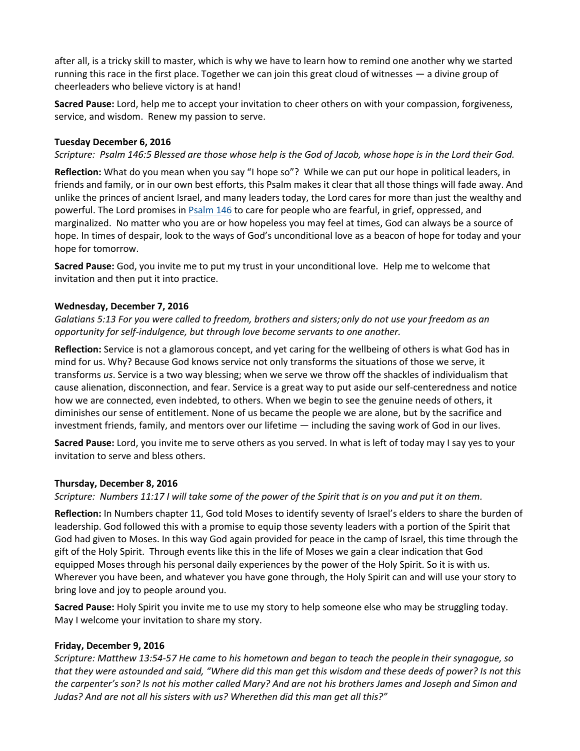after all, is a tricky skill to master, which is why we have to learn how to remind one another why we started running this race in the first place. Together we can join this great cloud of witnesses — a divine group of cheerleaders who believe victory is at hand!

**Sacred Pause:** Lord, help me to accept your invitation to cheer others on with your compassion, forgiveness, service, and wisdom. Renew my passion to serve.

**Tuesday December 6, 2016**

*Scripture: Psalm 146:5 Blessed are those whose help is the God of Jacob, whose hope is in the Lord their God.*

**Reflection:** What do you mean when you say "I hope so"? While we can put our hope in political leaders, in friends and family, or in our own best efforts, this Psalm makes it clear that all those things will fade away. And unlike the princes of ancient Israel, and many leaders today, the Lord cares for more than just the wealthy and powerful. The Lord promises in Psalm 146 to care for people who are fearful, in grief, oppressed, and marginalized. No matter who you are or how hopeless you may feel at times, God can always be a source of hope. In times of despair, look to the ways of God's unconditional love as a beacon of hope for today and your hope for tomorrow.

**Sacred Pause:** God, you invite me to put my trust in your unconditional love. Help me to welcome that invitation and then put it into practice.

**Wednesday, December 7, 2016**

*Galatians 5:13 For you were called to freedom, brothers and sisters; only do not use your freedom as an opportunity for self-indulgence, but through love become servants to one another.*

**Reflection:** Service is not a glamorous concept, and yet caring for the wellbeing of others is what God has in mind for us. Why? Because God knows service not only transforms the situations of those we serve, it transforms *us*. Service is a two way blessing; when we serve we throw off the shackles of individualism that cause alienation, disconnection, and fear. Service is a great way to put aside our self-centeredness and notice how we are connected, even indebted, to others. When we begin to see the genuine needs of others, it diminishes our sense of entitlement. None of us became the people we are alone, but by the sacrifice and investment friends, family, and mentors over our lifetime — including the saving work of God in our lives.

**Sacred Pause:** Lord, you invite me to serve others as you served. In what is left of today may I say yes to your invitation to serve and bless others.

**Thursday, December 8, 2016**

*Scripture: Numbers 11:17 I will take some of the power of the Spirit that is on you and put it on them.*

**Reflection:** In Numbers chapter 11, God told Moses to identify seventy of Israel's elders to share the burden of leadership. God followed this with a promise to equip those seventy leaders with a portion of the Spirit that God had given to Moses. In this way God again provided for peace in the camp of Israel, this time through the gift of the Holy Spirit. Through events like this in the life of Moses we gain a clear indication that God equipped Moses through his personal daily experiences by the power of the Holy Spirit. So it is with us. Wherever you have been, and whatever you have gone through, the Holy Spirit can and will use your story to bring love and joy to people around you.

**Sacred Pause:** Holy Spirit you invite me to use my story to help someone else who may be struggling today. May I welcome your invitation to share my story.

**Friday, December 9, 2016**

*Scripture: Matthew 13:54-57 He came to his hometown and began to teach the people in their synagogue, so that they were astounded and said, "Where did this man get this wisdom and these deeds of power? Is not this the carpenter's son? Is not his mother called Mary? And are not his brothers James and Joseph and Simon and Judas? And are not all his sisters with us? Wherethen did this man get all this?"*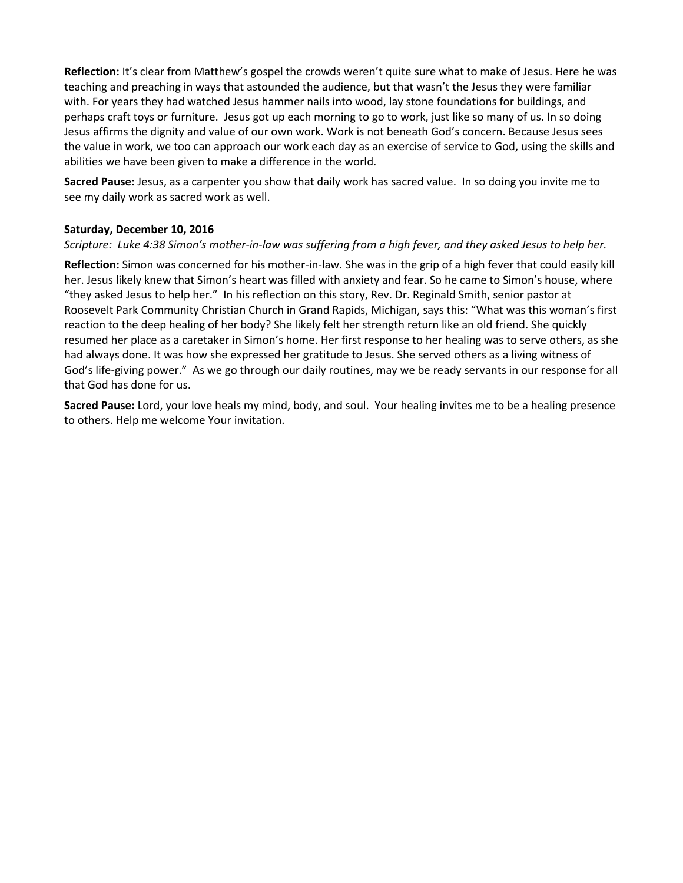**Reflection:** It's clear from Matthew's gospel the crowds weren't quite sure what to make of Jesus. Here he was teaching and preaching in ways that astounded the audience, but that wasn't the Jesus they were familiar with. For years they had watched Jesus hammer nails into wood, lay stone foundations for buildings, and perhaps craft toys or furniture. Jesus got up each morning to go to work, just like so many of us. In so doing Jesus affirms the dignity and value of our own work. Work is not beneath God's concern. Because Jesus sees the value in work, we too can approach our work each day as an exercise of service to God, using the skills and abilities we have been given to make a difference in the world.

**Sacred Pause:** Jesus, as a carpenter you show that daily work has sacred value. In so doing you invite me to see my daily work as sacred work as well.

**Saturday, December 10, 2016**

*Scripture: Luke 4:38 Simon's mother-in-law was suffering from a high fever, and they asked Jesus to help her.*

**Reflection:** Simon was concerned for his mother-in-law. She was in the grip of a high fever that could easily kill her. Jesus likely knew that Simon's heart was filled with anxiety and fear. So he came to Simon's house, where "they asked Jesus to help her." In his reflection on this story, Rev. Dr. Reginald Smith, senior pastor at Roosevelt Park Community Christian Church in Grand Rapids, Michigan, says this: "What was this woman's first reaction to the deep healing of her body? She likely felt her strength return like an old friend. She quickly resumed her place as a caretaker in Simon's home. Her first response to her healing was to serve others, as she had always done. It was how she expressed her gratitude to Jesus. She served others as a living witness of God's life-giving power." As we go through our daily routines, may we be ready servants in our response for all that God has done for us.

**Sacred Pause:** Lord, your love heals my mind, body, and soul. Your healing invites me to be a healing presence to others. Help me welcome Your invitation.